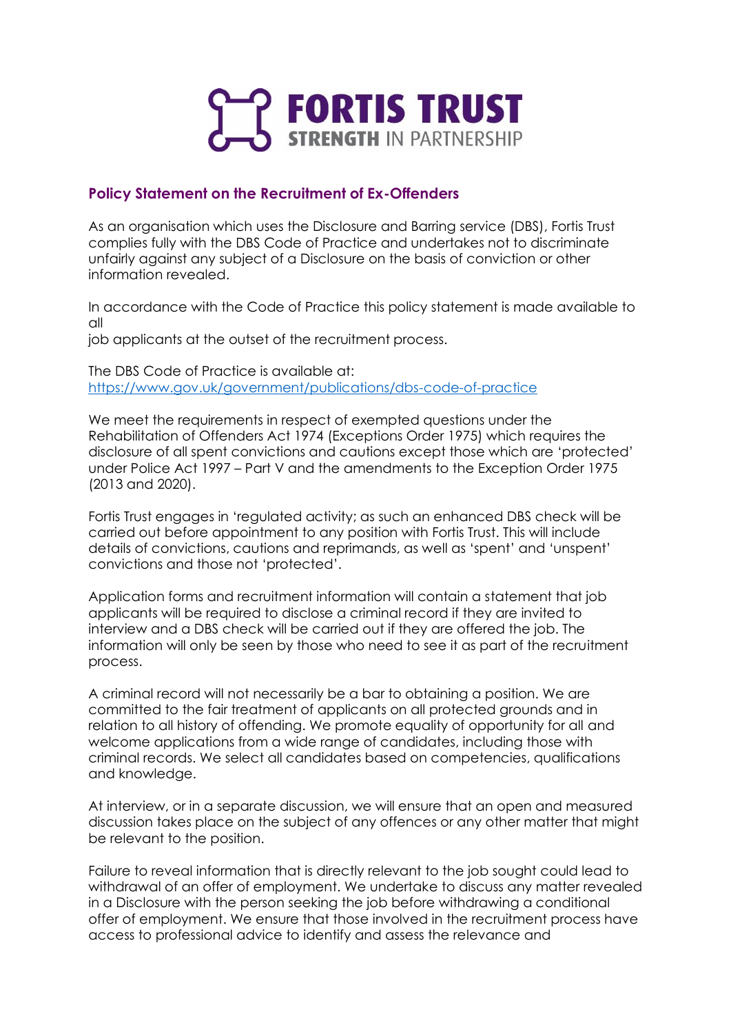**FORTIS TRUST**
**STRENGTH** IN PARTNERSHIP

## Policy Statement on the Recruitment of Ex-Offenders

As an organisation which uses the Disclosure and Barring service (DBS), Fortis Trust complies fully with the DBS Code of Practice and undertakes not to discriminate unfairly against any subject of a Disclosure on the basis of conviction or other information revealed.

In accordance with the Code of Practice this policy statement is made available to all
job applicants at the outset of the recruitment process.

The DBS Code of Practice is available at:
https://www.gov.uk/government/publications/dbs-code-of-practice

We meet the requirements in respect of exempted questions under the Rehabilitation of Offenders Act 1974 (Exceptions Order 1975) which requires the disclosure of all spent convictions and cautions except those which are 'protected' under Police Act 1997 – Part V and the amendments to the Exception Order 1975 (2013 and 2020).

Fortis Trust engages in 'regulated activity; as such an enhanced DBS check will be carried out before appointment to any position with Fortis Trust. This will include details of convictions, cautions and reprimands, as well as 'spent' and 'unspent' convictions and those not 'protected'.

Application forms and recruitment information will contain a statement that job applicants will be required to disclose a criminal record if they are invited to interview and a DBS check will be carried out if they are offered the job. The information will only be seen by those who need to see it as part of the recruitment process.

A criminal record will not necessarily be a bar to obtaining a position. We are committed to the fair treatment of applicants on all protected grounds and in relation to all history of offending. We promote equality of opportunity for all and welcome applications from a wide range of candidates, including those with criminal records. We select all candidates based on competencies, qualifications and knowledge.

At interview, or in a separate discussion, we will ensure that an open and measured discussion takes place on the subject of any offences or any other matter that might be relevant to the position.

Failure to reveal information that is directly relevant to the job sought could lead to withdrawal of an offer of employment. We undertake to discuss any matter revealed in a Disclosure with the person seeking the job before withdrawing a conditional offer of employment. We ensure that those involved in the recruitment process have access to professional advice to identify and assess the relevance and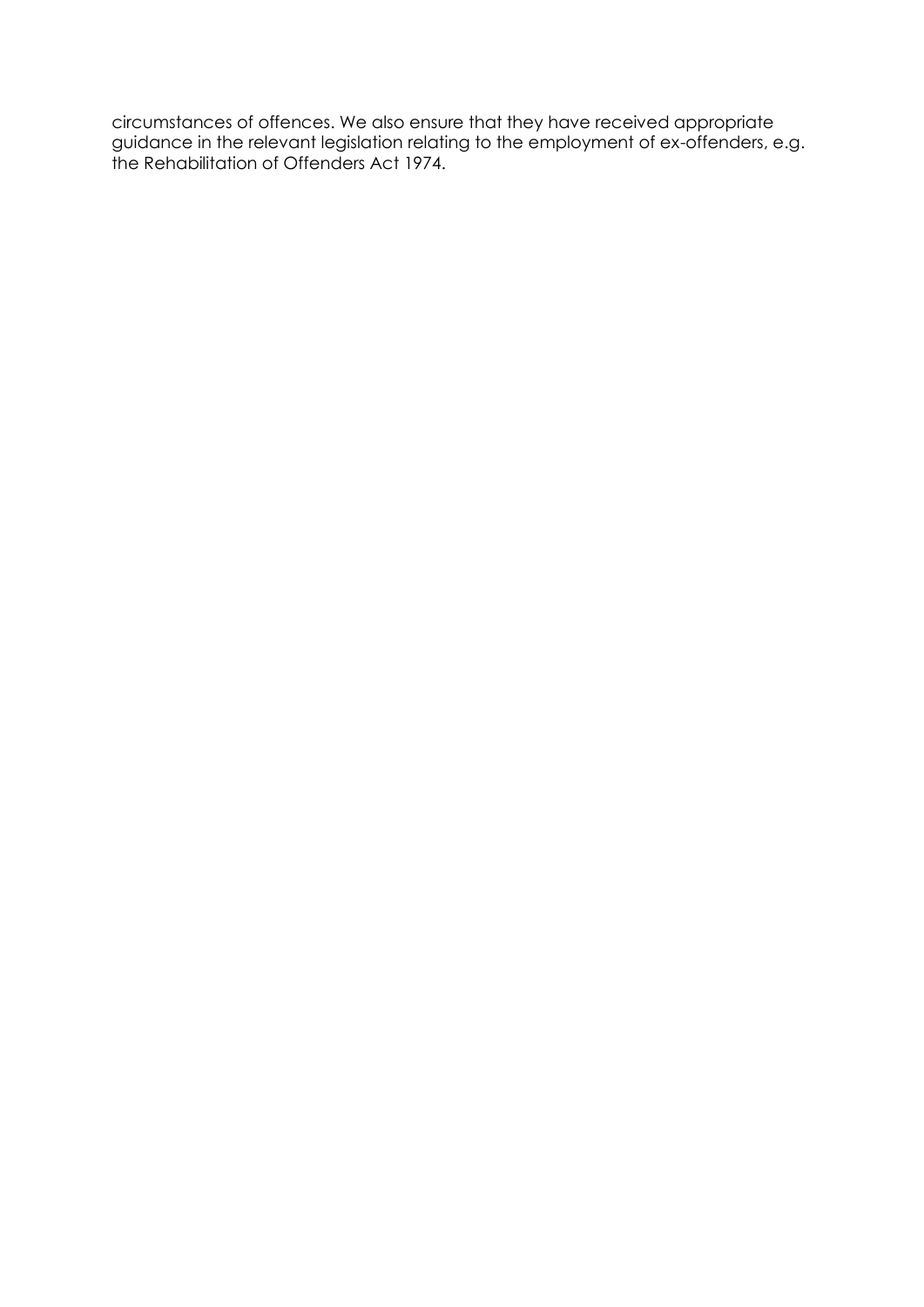circumstances of offences. We also ensure that they have received appropriate guidance in the relevant legislation relating to the employment of ex-offenders, e.g. the Rehabilitation of Offenders Act 1974.